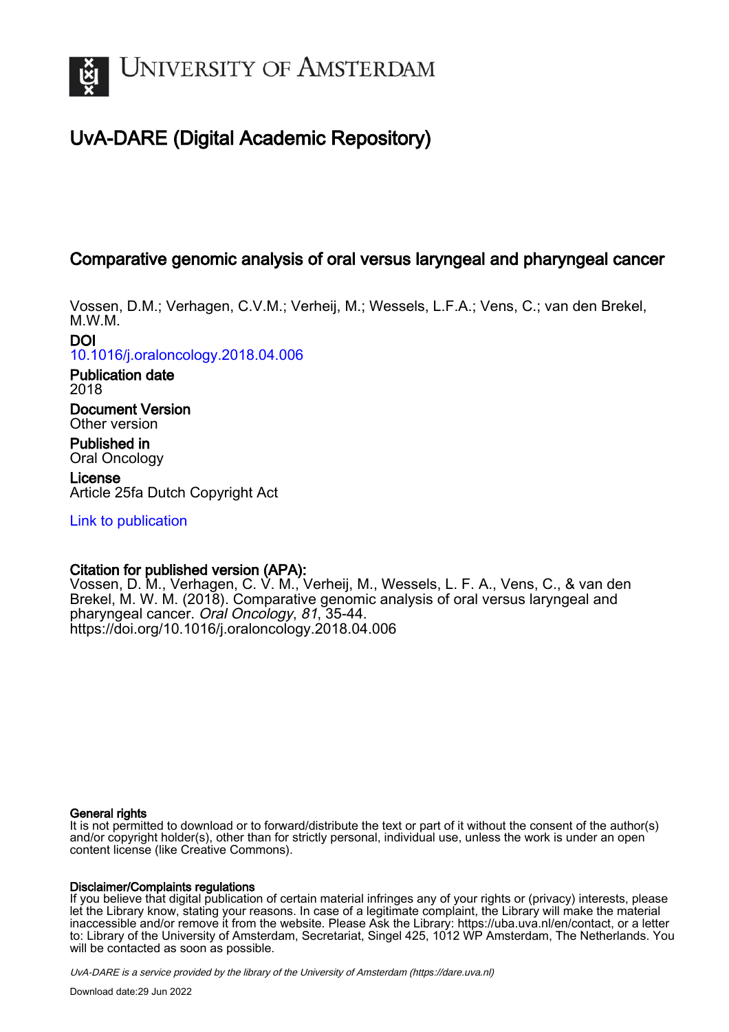# UvA-DARE (Digital Academic Repository)

## Comparative genomic analysis of oral versus laryngeal and pharyngeal cancer

Vossen, D.M.; Verhagen, C.V.M.; Verheij, M.; Wessels, L.F.A.; Vens, C.; van den Brekel, M.W.M.

**DOI**
10.1016/j.oraloncology.2018.04.006

**Publication date**
2018

**Document Version**
Other version

**Published in**
Oral Oncology

**License**
Article 25fa Dutch Copyright Act

Link to publication

**Citation for published version (APA):**
Vossen, D. M., Verhagen, C. V. M., Verheij, M., Wessels, L. F. A., Vens, C., & van den Brekel, M. W. M. (2018). Comparative genomic analysis of oral versus laryngeal and pharyngeal cancer. *Oral Oncology*, *81*, 35-44. https://doi.org/10.1016/j.oraloncology.2018.04.006

**General rights**
It is not permitted to download or to forward/distribute the text or part of it without the consent of the author(s) and/or copyright holder(s), other than for strictly personal, individual use, unless the work is under an open content license (like Creative Commons).

**Disclaimer/Complaints regulations**
If you believe that digital publication of certain material infringes any of your rights or (privacy) interests, please let the Library know, stating your reasons. In case of a legitimate complaint, the Library will make the material inaccessible and/or remove it from the website. Please Ask the Library: https://uba.uva.nl/en/contact, or a letter to: Library of the University of Amsterdam, Secretariat, Singel 425, 1012 WP Amsterdam, The Netherlands. You will be contacted as soon as possible.

UvA-DARE is a service provided by the library of the University of Amsterdam (https://dare.uva.nl)

Download date:29 Jun 2022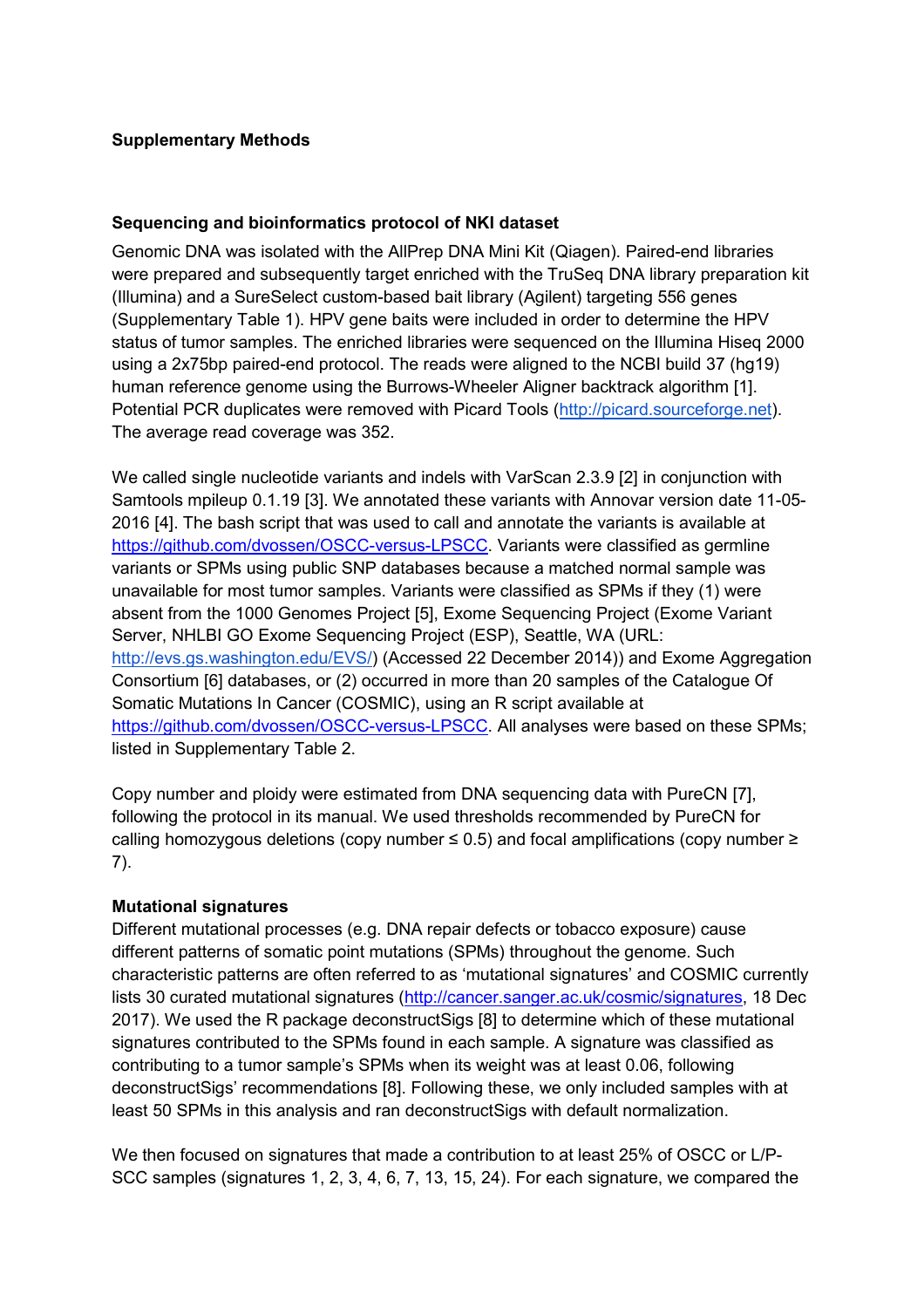**Supplementary Methods**

**Sequencing and bioinformatics protocol of NKI dataset**

Genomic DNA was isolated with the AllPrep DNA Mini Kit (Qiagen). Paired-end libraries were prepared and subsequently target enriched with the TruSeq DNA library preparation kit (Illumina) and a SureSelect custom-based bait library (Agilent) targeting 556 genes (Supplementary Table 1). HPV gene baits were included in order to determine the HPV status of tumor samples. The enriched libraries were sequenced on the Illumina Hiseq 2000 using a 2x75bp paired-end protocol. The reads were aligned to the NCBI build 37 (hg19) human reference genome using the Burrows-Wheeler Aligner backtrack algorithm [1]. Potential PCR duplicates were removed with Picard Tools (http://picard.sourceforge.net). The average read coverage was 352.

We called single nucleotide variants and indels with VarScan 2.3.9 [2] in conjunction with Samtools mpileup 0.1.19 [3]. We annotated these variants with Annovar version date 11-05-2016 [4]. The bash script that was used to call and annotate the variants is available at https://github.com/dvossen/OSCC-versus-LPSCC. Variants were classified as germline variants or SPMs using public SNP databases because a matched normal sample was unavailable for most tumor samples. Variants were classified as SPMs if they (1) were absent from the 1000 Genomes Project [5], Exome Sequencing Project (Exome Variant Server, NHLBI GO Exome Sequencing Project (ESP), Seattle, WA (URL: http://evs.gs.washington.edu/EVS/) (Accessed 22 December 2014)) and Exome Aggregation Consortium [6] databases, or (2) occurred in more than 20 samples of the Catalogue Of Somatic Mutations In Cancer (COSMIC), using an R script available at https://github.com/dvossen/OSCC-versus-LPSCC. All analyses were based on these SPMs; listed in Supplementary Table 2.

Copy number and ploidy were estimated from DNA sequencing data with PureCN [7], following the protocol in its manual. We used thresholds recommended by PureCN for calling homozygous deletions (copy number ≤ 0.5) and focal amplifications (copy number ≥ 7).

**Mutational signatures**

Different mutational processes (e.g. DNA repair defects or tobacco exposure) cause different patterns of somatic point mutations (SPMs) throughout the genome. Such characteristic patterns are often referred to as 'mutational signatures' and COSMIC currently lists 30 curated mutational signatures (http://cancer.sanger.ac.uk/cosmic/signatures, 18 Dec 2017). We used the R package deconstructSigs [8] to determine which of these mutational signatures contributed to the SPMs found in each sample. A signature was classified as contributing to a tumor sample's SPMs when its weight was at least 0.06, following deconstructSigs' recommendations [8]. Following these, we only included samples with at least 50 SPMs in this analysis and ran deconstructSigs with default normalization.

We then focused on signatures that made a contribution to at least 25% of OSCC or L/P-SCC samples (signatures 1, 2, 3, 4, 6, 7, 13, 15, 24). For each signature, we compared the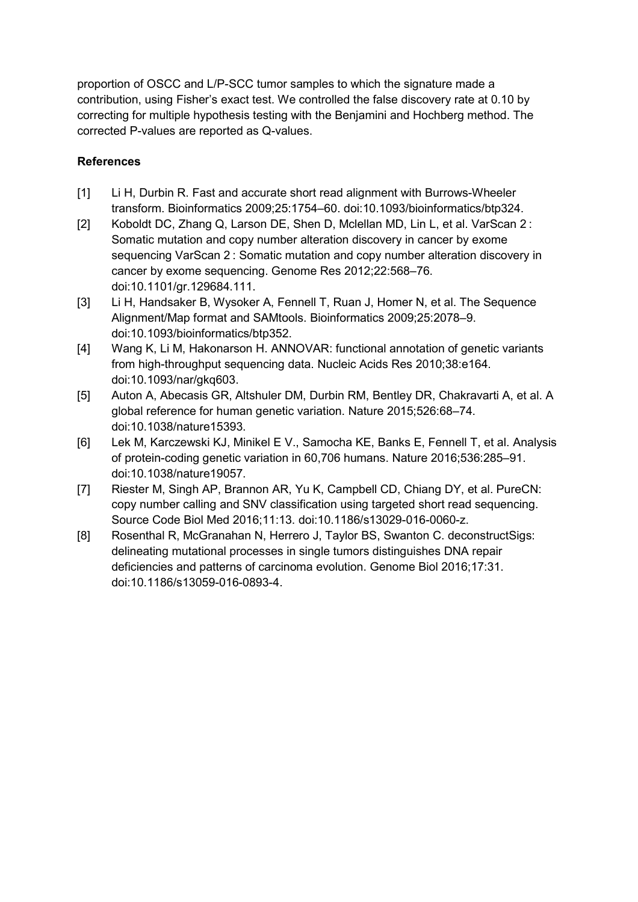proportion of OSCC and L/P-SCC tumor samples to which the signature made a contribution, using Fisher's exact test. We controlled the false discovery rate at 0.10 by correcting for multiple hypothesis testing with the Benjamini and Hochberg method. The corrected P-values are reported as Q-values.

**References**

[1] Li H, Durbin R. Fast and accurate short read alignment with Burrows-Wheeler transform. Bioinformatics 2009;25:1754–60. doi:10.1093/bioinformatics/btp324.

[2] Koboldt DC, Zhang Q, Larson DE, Shen D, Mclellan MD, Lin L, et al. VarScan 2 : Somatic mutation and copy number alteration discovery in cancer by exome sequencing VarScan 2 : Somatic mutation and copy number alteration discovery in cancer by exome sequencing. Genome Res 2012;22:568–76. doi:10.1101/gr.129684.111.

[3] Li H, Handsaker B, Wysoker A, Fennell T, Ruan J, Homer N, et al. The Sequence Alignment/Map format and SAMtools. Bioinformatics 2009;25:2078–9. doi:10.1093/bioinformatics/btp352.

[4] Wang K, Li M, Hakonarson H. ANNOVAR: functional annotation of genetic variants from high-throughput sequencing data. Nucleic Acids Res 2010;38:e164. doi:10.1093/nar/gkq603.

[5] Auton A, Abecasis GR, Altshuler DM, Durbin RM, Bentley DR, Chakravarti A, et al. A global reference for human genetic variation. Nature 2015;526:68–74. doi:10.1038/nature15393.

[6] Lek M, Karczewski KJ, Minikel E V., Samocha KE, Banks E, Fennell T, et al. Analysis of protein-coding genetic variation in 60,706 humans. Nature 2016;536:285–91. doi:10.1038/nature19057.

[7] Riester M, Singh AP, Brannon AR, Yu K, Campbell CD, Chiang DY, et al. PureCN: copy number calling and SNV classification using targeted short read sequencing. Source Code Biol Med 2016;11:13. doi:10.1186/s13029-016-0060-z.

[8] Rosenthal R, McGranahan N, Herrero J, Taylor BS, Swanton C. deconstructSigs: delineating mutational processes in single tumors distinguishes DNA repair deficiencies and patterns of carcinoma evolution. Genome Biol 2016;17:31. doi:10.1186/s13059-016-0893-4.